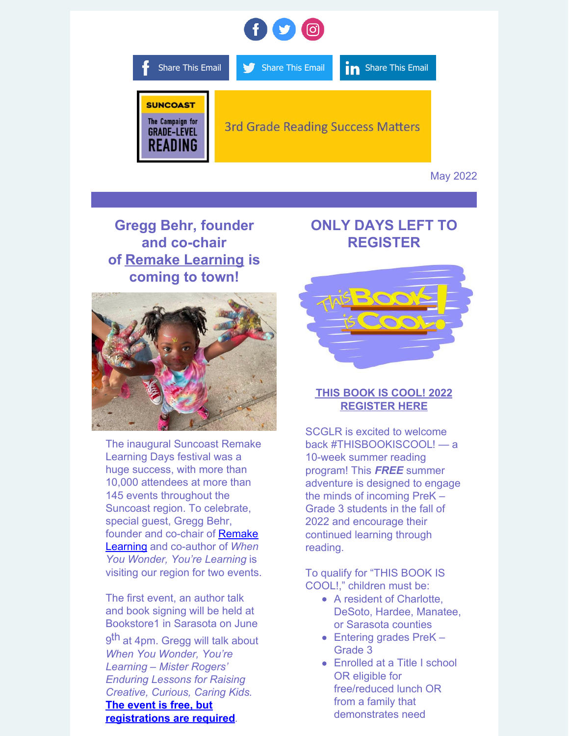Share This Email Share This Email Share This Email

SUNCOAST The Campaign for GRADE-LEVEL READING

3rd Grade Reading Success Matters

May 2022

## Gregg Behr, founder and co-chair of Remake Learning is coming to town!

The inaugural Suncoast Remake Learning Days festival was a huge success, with more than 10,000 attendees at more than 145 events throughout the Suncoast region. To celebrate, special guest, Gregg Behr, founder and co-chair of Remake Learning and co-author of *When You Wonder, You're Learning* is visiting our region for two events.

The first event, an author talk and book signing will be held at Bookstore1 in Sarasota on June 9th at 4pm. Gregg will talk about *When You Wonder, You're Learning – Mister Rogers' Enduring Lessons for Raising Creative, Curious, Caring Kids.* **The event is free, but registrations are required**.

## ONLY DAYS LEFT TO REGISTER

**THIS BOOK IS COOL! 2022 REGISTER HERE**

SCGLR is excited to welcome back #THISBOOKISCOOL! — a 10-week summer reading program! This ***FREE*** summer adventure is designed to engage the minds of incoming PreK – Grade 3 students in the fall of 2022 and encourage their continued learning through reading.

To qualify for "THIS BOOK IS COOL!," children must be:

- A resident of Charlotte, DeSoto, Hardee, Manatee, or Sarasota counties
- Entering grades PreK – Grade 3
- Enrolled at a Title I school OR eligible for free/reduced lunch OR from a family that demonstrates need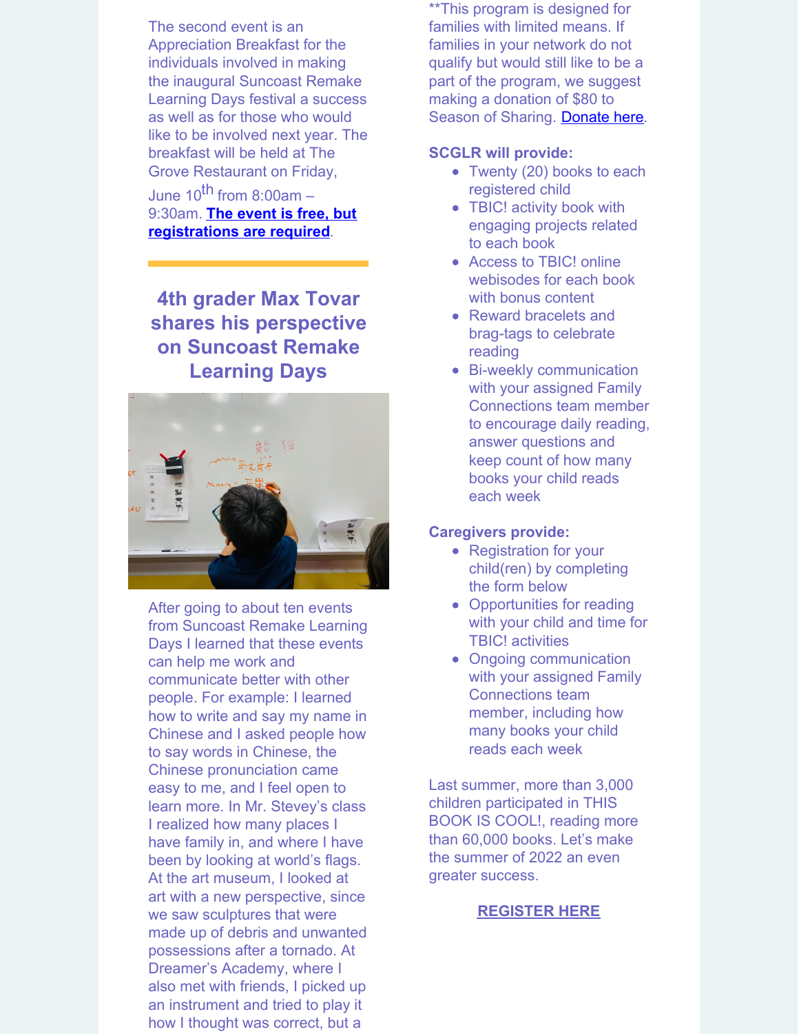The second event is an Appreciation Breakfast for the individuals involved in making the inaugural Suncoast Remake Learning Days festival a success as well as for those who would like to be involved next year. The breakfast will be held at The Grove Restaurant on Friday, June 10th from 8:00am – 9:30am. **The event is free, but registrations are required**.

## 4th grader Max Tovar shares his perspective on Suncoast Remake Learning Days

After going to about ten events from Suncoast Remake Learning Days I learned that these events can help me work and communicate better with other people. For example: I learned how to write and say my name in Chinese and I asked people how to say words in Chinese, the Chinese pronunciation came easy to me, and I feel open to learn more. In Mr. Stevey's class I realized how many places I have family in, and where I have been by looking at world's flags. At the art museum, I looked at art with a new perspective, since we saw sculptures that were made up of debris and unwanted possessions after a tornado. At Dreamer's Academy, where I also met with friends, I picked up an instrument and tried to play it how I thought was correct, but a

**This program is designed for families with limited means. If families in your network do not qualify but would still like to be a part of the program, we suggest making a donation of $80 to Season of Sharing. Donate here.

**SCGLR will provide:**

- Twenty (20) books to each registered child
- TBIC! activity book with engaging projects related to each book
- Access to TBIC! online webisodes for each book with bonus content
- Reward bracelets and brag-tags to celebrate reading
- Bi-weekly communication with your assigned Family Connections team member to encourage daily reading, answer questions and keep count of how many books your child reads each week

**Caregivers provide:**

- Registration for your child(ren) by completing the form below
- Opportunities for reading with your child and time for TBIC! activities
- Ongoing communication with your assigned Family Connections team member, including how many books your child reads each week

Last summer, more than 3,000 children participated in THIS BOOK IS COOL!, reading more than 60,000 books. Let's make the summer of 2022 an even greater success.

**REGISTER HERE**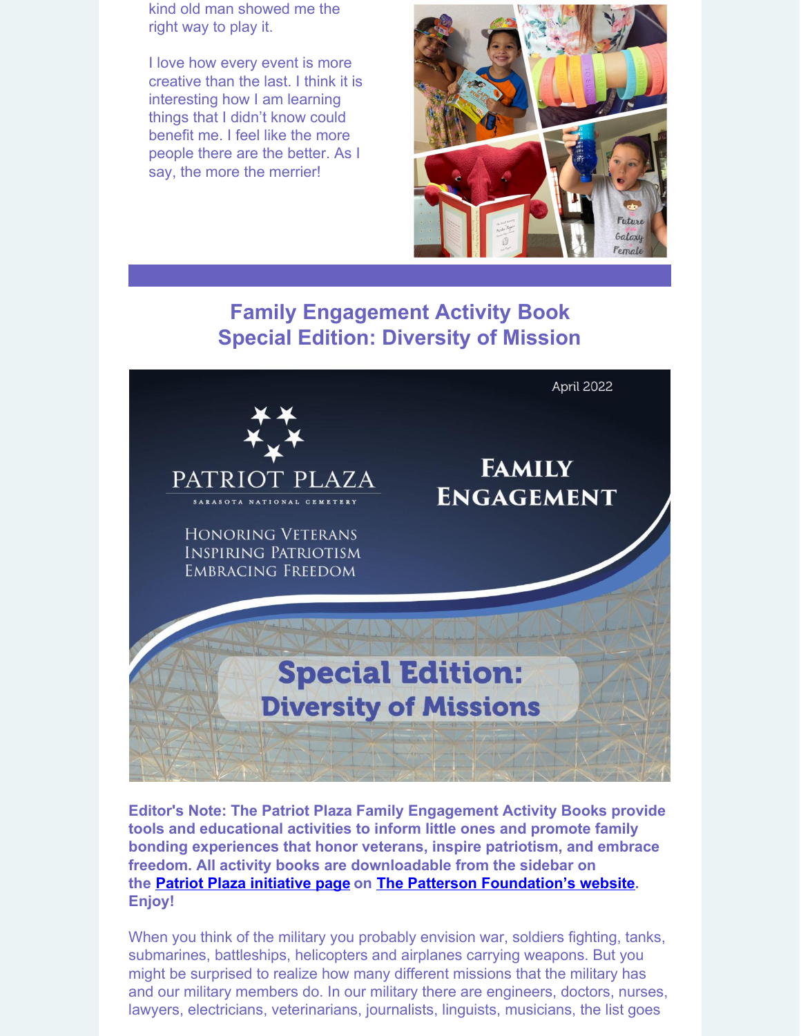kind old man showed me the right way to play it.

I love how every event is more creative than the last. I think it is interesting how I am learning things that I didn't know could benefit me. I feel like the more people there are the better. As I say, the more the merrier!

## Family Engagement Activity Book
## Special Edition: Diversity of Mission

**Editor's Note: The Patriot Plaza Family Engagement Activity Books provide tools and educational activities to inform little ones and promote family bonding experiences that honor veterans, inspire patriotism, and embrace freedom. All activity books are downloadable from the sidebar on the Patriot Plaza initiative page on The Patterson Foundation's website. Enjoy!**

When you think of the military you probably envision war, soldiers fighting, tanks, submarines, battleships, helicopters and airplanes carrying weapons. But you might be surprised to realize how many different missions that the military has and our military members do. In our military there are engineers, doctors, nurses, lawyers, electricians, veterinarians, journalists, linguists, musicians, the list goes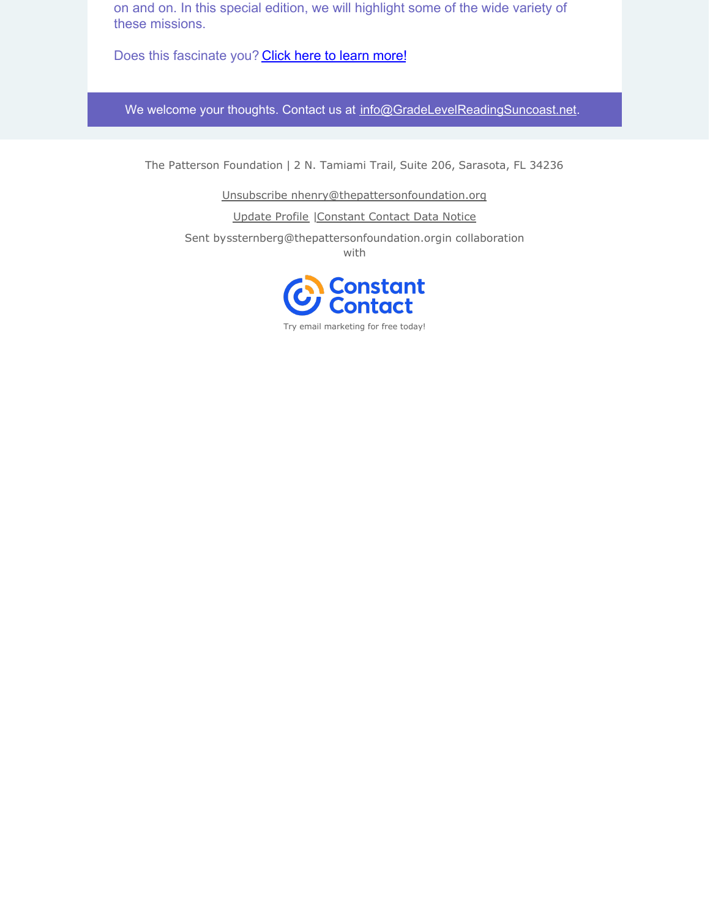on and on. In this special edition, we will highlight some of the wide variety of these missions.

Does this fascinate you? [Click here to learn more!]

We welcome your thoughts. Contact us at info@GradeLevelReadingSuncoast.net.

The Patterson Foundation | 2 N. Tamiami Trail, Suite 206, Sarasota, FL 34236

Unsubscribe nhenry@thepattersonfoundation.org

Update Profile | Constant Contact Data Notice

Sent bysssternberg@thepattersonfoundation.orgin collaboration with

Constant Contact

Try email marketing for free today!